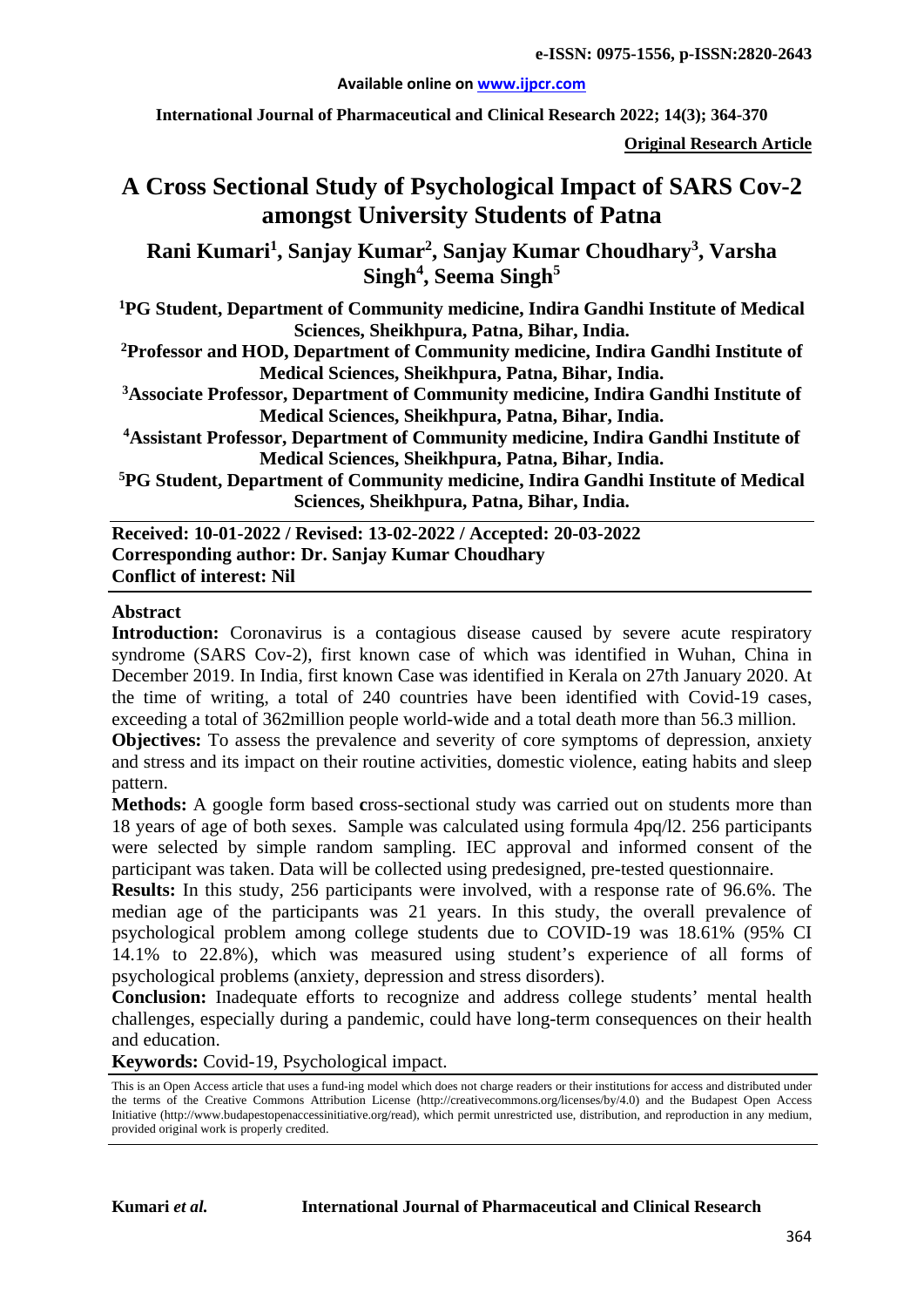**e-ISSN: 0975-1556, p-ISSN:2820-2643**

**Available online on www.ijpcr.com**

**International Journal of Pharmaceutical and Clinical Research 2022; 14(3); 364-370**

**Original Research Article**

# A Cross Sectional Study of Psychological Impact of SARS Cov-2 amongst University Students of Patna

**Rani Kumari[1], Sanjay Kumar[2], Sanjay Kumar Choudhary[3], Varsha Singh[4], Seema Singh[5]**

**[1]PG Student, Department of Community medicine, Indira Gandhi Institute of Medical Sciences, Sheikhpura, Patna, Bihar, India.**

**[2]Professor and HOD, Department of Community medicine, Indira Gandhi Institute of Medical Sciences, Sheikhpura, Patna, Bihar, India.**

**[3]Associate Professor, Department of Community medicine, Indira Gandhi Institute of Medical Sciences, Sheikhpura, Patna, Bihar, India.**

**[4]Assistant Professor, Department of Community medicine, Indira Gandhi Institute of Medical Sciences, Sheikhpura, Patna, Bihar, India.**

**[5]PG Student, Department of Community medicine, Indira Gandhi Institute of Medical Sciences, Sheikhpura, Patna, Bihar, India.**

**Received: 10-01-2022 / Revised: 13-02-2022 / Accepted: 20-03-2022**
**Corresponding author: Dr. Sanjay Kumar Choudhary**
**Conflict of interest: Nil**

## Abstract

**Introduction:** Coronavirus is a contagious disease caused by severe acute respiratory syndrome (SARS Cov-2), first known case of which was identified in Wuhan, China in December 2019. In India, first known Case was identified in Kerala on 27th January 2020. At the time of writing, a total of 240 countries have been identified with Covid-19 cases, exceeding a total of 362million people world-wide and a total death more than 56.3 million.

**Objectives:** To assess the prevalence and severity of core symptoms of depression, anxiety and stress and its impact on their routine activities, domestic violence, eating habits and sleep pattern.

**Methods:** A google form based **c**ross-sectional study was carried out on students more than 18 years of age of both sexes. Sample was calculated using formula 4pq/l2. 256 participants were selected by simple random sampling. IEC approval and informed consent of the participant was taken. Data will be collected using predesigned, pre-tested questionnaire.

**Results:** In this study, 256 participants were involved, with a response rate of 96.6%. The median age of the participants was 21 years. In this study, the overall prevalence of psychological problem among college students due to COVID-19 was 18.61% (95% CI 14.1% to 22.8%), which was measured using student's experience of all forms of psychological problems (anxiety, depression and stress disorders).

**Conclusion:** Inadequate efforts to recognize and address college students' mental health challenges, especially during a pandemic, could have long-term consequences on their health and education.

**Keywords:** Covid-19, Psychological impact.

This is an Open Access article that uses a fund-ing model which does not charge readers or their institutions for access and distributed under the terms of the Creative Commons Attribution License (http://creativecommons.org/licenses/by/4.0) and the Budapest Open Access Initiative (http://www.budapestopenaccessinitiative.org/read), which permit unrestricted use, distribution, and reproduction in any medium, provided original work is properly credited.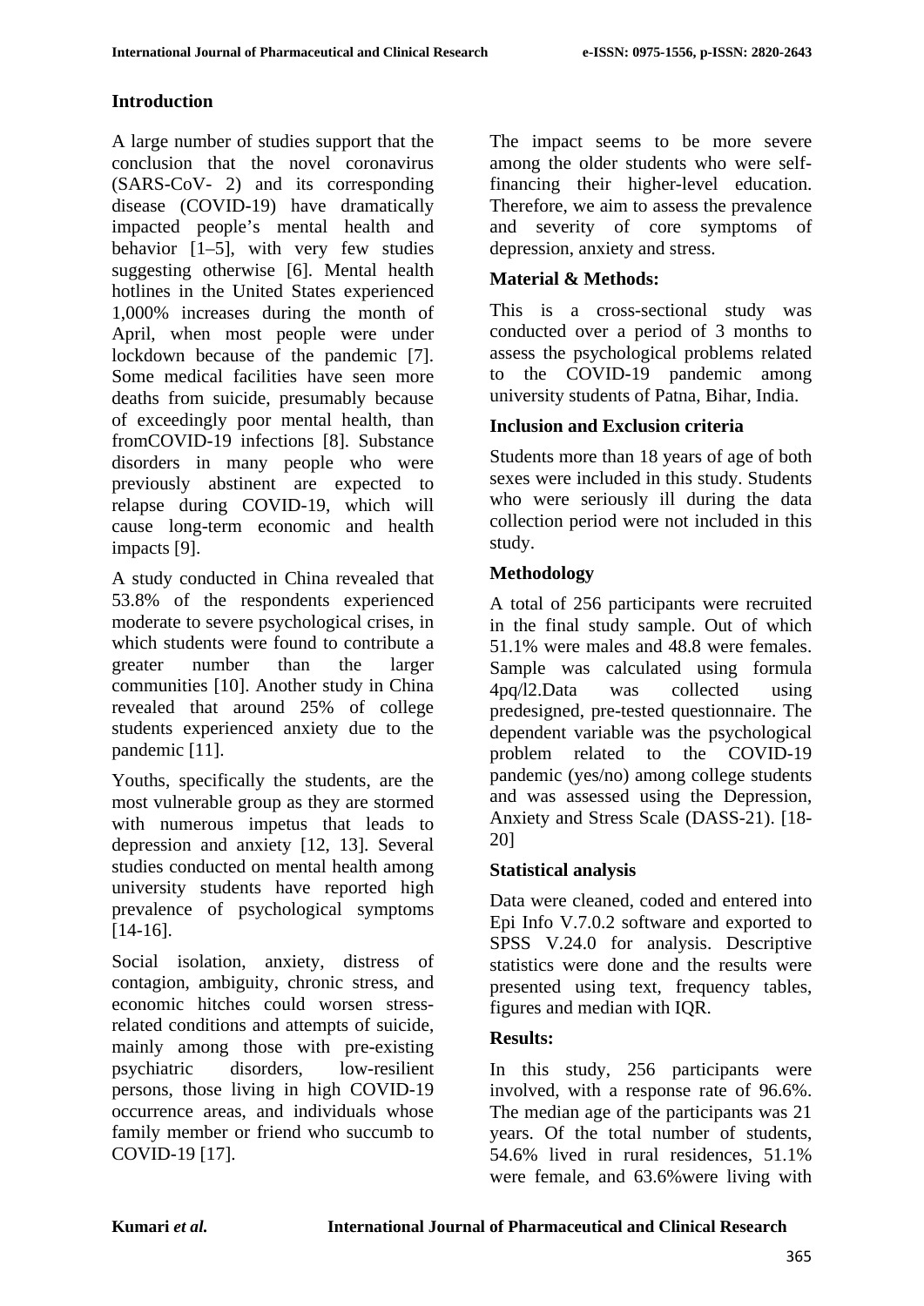## Introduction

A large number of studies support that the conclusion that the novel coronavirus (SARS-CoV- 2) and its corresponding disease (COVID-19) have dramatically impacted people's mental health and behavior [1–5], with very few studies suggesting otherwise [6]. Mental health hotlines in the United States experienced 1,000% increases during the month of April, when most people were under lockdown because of the pandemic [7]. Some medical facilities have seen more deaths from suicide, presumably because of exceedingly poor mental health, than fromCOVID-19 infections [8]. Substance disorders in many people who were previously abstinent are expected to relapse during COVID-19, which will cause long-term economic and health impacts [9].

A study conducted in China revealed that 53.8% of the respondents experienced moderate to severe psychological crises, in which students were found to contribute a greater number than the larger communities [10]. Another study in China revealed that around 25% of college students experienced anxiety due to the pandemic [11].

Youths, specifically the students, are the most vulnerable group as they are stormed with numerous impetus that leads to depression and anxiety [12, 13]. Several studies conducted on mental health among university students have reported high prevalence of psychological symptoms [14-16].

Social isolation, anxiety, distress of contagion, ambiguity, chronic stress, and economic hitches could worsen stress-related conditions and attempts of suicide, mainly among those with pre-existing psychiatric disorders, low-resilient persons, those living in high COVID-19 occurrence areas, and individuals whose family member or friend who succumb to COVID-19 [17].

The impact seems to be more severe among the older students who were self-financing their higher-level education. Therefore, we aim to assess the prevalence and severity of core symptoms of depression, anxiety and stress.

## Material & Methods:

This is a cross-sectional study was conducted over a period of 3 months to assess the psychological problems related to the COVID-19 pandemic among university students of Patna, Bihar, India.

### Inclusion and Exclusion criteria

Students more than 18 years of age of both sexes were included in this study. Students who were seriously ill during the data collection period were not included in this study.

### Methodology

A total of 256 participants were recruited in the final study sample. Out of which 51.1% were males and 48.8 were females. Sample was calculated using formula 4pq/l2.Data was collected using predesigned, pre-tested questionnaire. The dependent variable was the psychological problem related to the COVID-19 pandemic (yes/no) among college students and was assessed using the Depression, Anxiety and Stress Scale (DASS-21). [18-20]

### Statistical analysis

Data were cleaned, coded and entered into Epi Info V.7.0.2 software and exported to SPSS V.24.0 for analysis. Descriptive statistics were done and the results were presented using text, frequency tables, figures and median with IQR.

## Results:

In this study, 256 participants were involved, with a response rate of 96.6%. The median age of the participants was 21 years. Of the total number of students, 54.6% lived in rural residences, 51.1% were female, and 63.6%were living with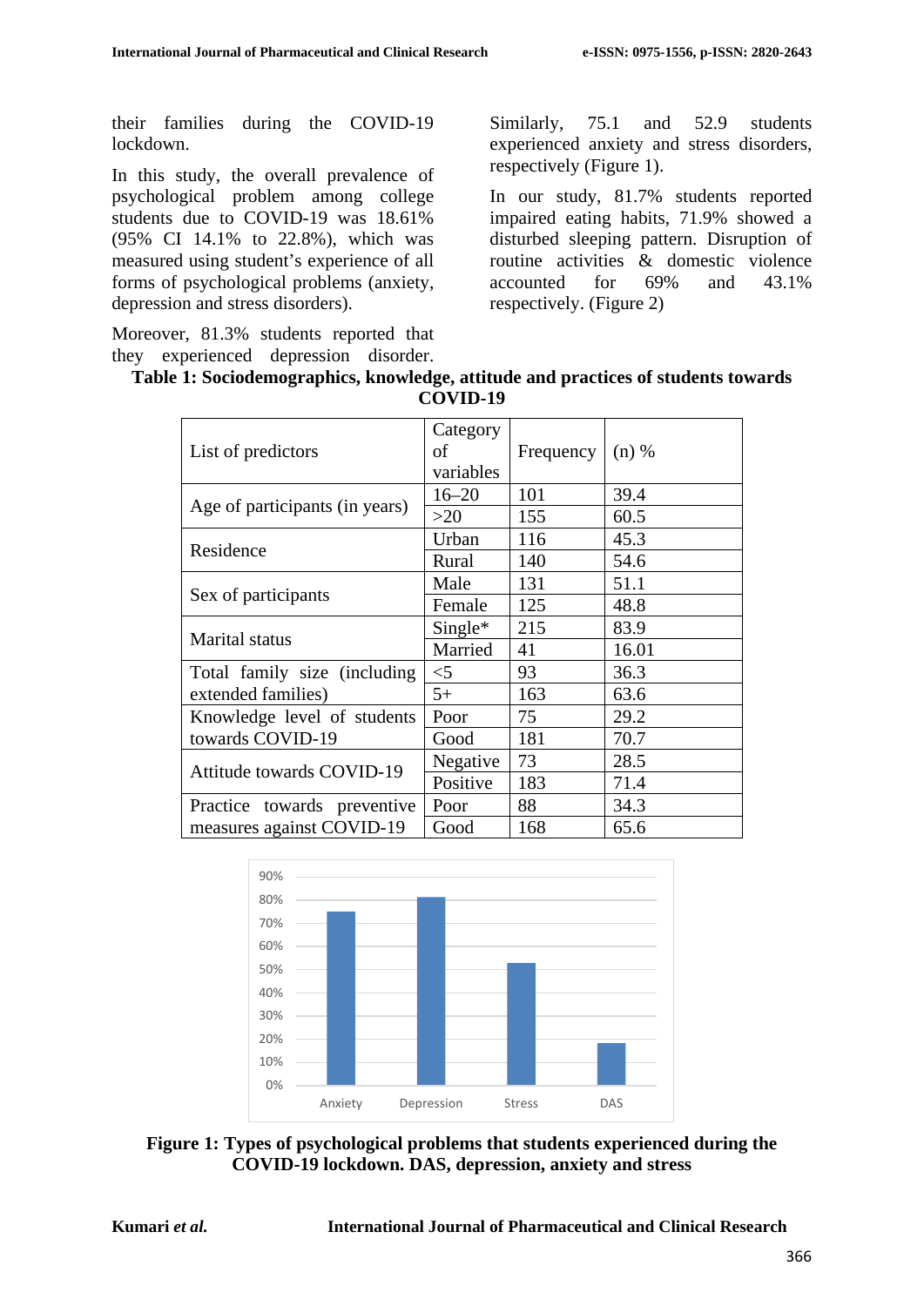their families during the COVID-19 lockdown.

In this study, the overall prevalence of psychological problem among college students due to COVID-19 was 18.61% (95% CI 14.1% to 22.8%), which was measured using student's experience of all forms of psychological problems (anxiety, depression and stress disorders).

Moreover, 81.3% students reported that they experienced depression disorder. Similarly, 75.1 and 52.9 students experienced anxiety and stress disorders, respectively (Figure 1).

In our study, 81.7% students reported impaired eating habits, 71.9% showed a disturbed sleeping pattern. Disruption of routine activities & domestic violence accounted for 69% and 43.1% respectively. (Figure 2)

**Table 1: Sociodemographics, knowledge, attitude and practices of students towards COVID-19**

| List of predictors | Category of variables | Frequency | (n) % |
|---|---|---|---|
| Age of participants (in years) | 16–20 | 101 | 39.4 |
| | >20 | 155 | 60.5 |
| Residence | Urban | 116 | 45.3 |
| | Rural | 140 | 54.6 |
| Sex of participants | Male | 131 | 51.1 |
| | Female | 125 | 48.8 |
| Marital status | Single* | 215 | 83.9 |
| | Married | 41 | 16.01 |
| Total family size (including extended families) | <5 | 93 | 36.3 |
| | 5+ | 163 | 63.6 |
| Knowledge level of students towards COVID-19 | Poor | 75 | 29.2 |
| | Good | 181 | 70.7 |
| Attitude towards COVID-19 | Negative | 73 | 28.5 |
| | Positive | 183 | 71.4 |
| Practice towards preventive measures against COVID-19 | Poor | 88 | 34.3 |
| | Good | 168 | 65.6 |

**Figure 1: Types of psychological problems that students experienced during the COVID-19 lockdown. DAS, depression, anxiety and stress**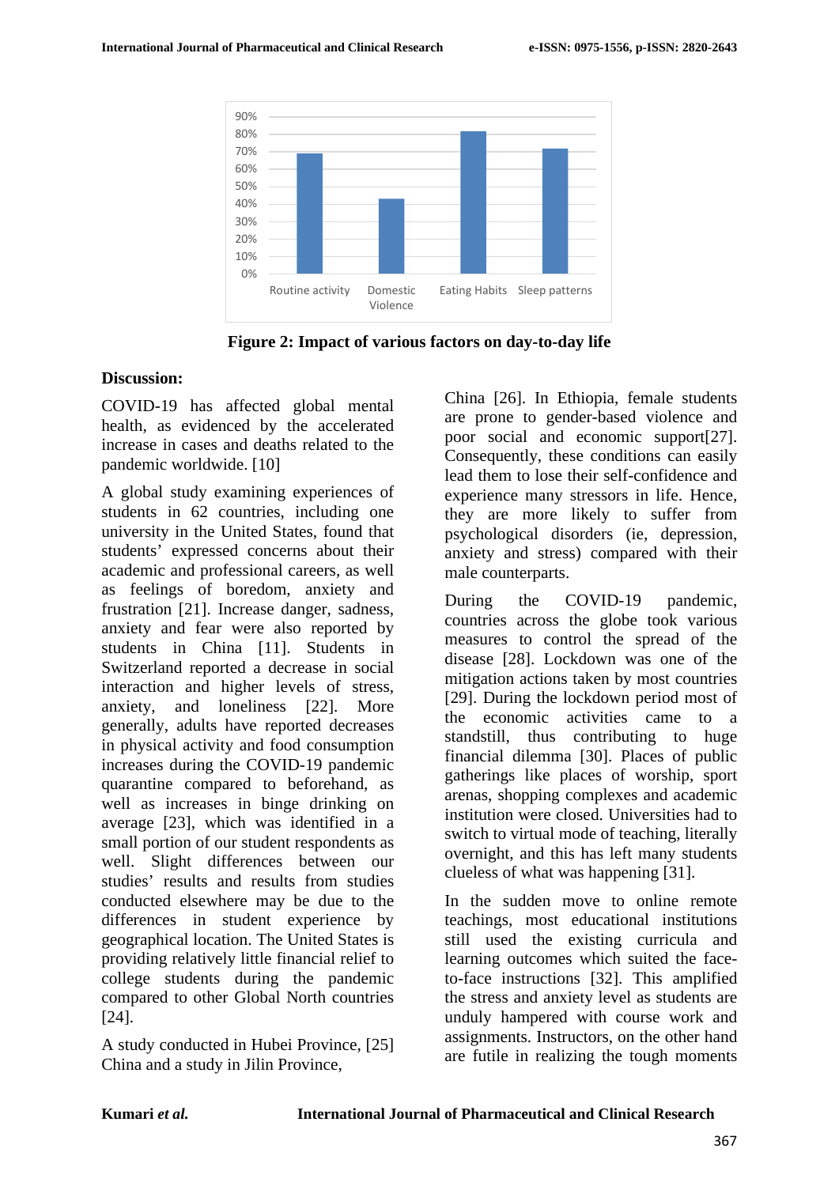Figure 2: Impact of various factors on day-to-day life

**Discussion:**

COVID-19 has affected global mental health, as evidenced by the accelerated increase in cases and deaths related to the pandemic worldwide. [10]

A global study examining experiences of students in 62 countries, including one university in the United States, found that students' expressed concerns about their academic and professional careers, as well as feelings of boredom, anxiety and frustration [21]. Increase danger, sadness, anxiety and fear were also reported by students in China [11]. Students in Switzerland reported a decrease in social interaction and higher levels of stress, anxiety, and loneliness [22]. More generally, adults have reported decreases in physical activity and food consumption increases during the COVID-19 pandemic quarantine compared to beforehand, as well as increases in binge drinking on average [23], which was identified in a small portion of our student respondents as well. Slight differences between our studies' results and results from studies conducted elsewhere may be due to the differences in student experience by geographical location. The United States is providing relatively little financial relief to college students during the pandemic compared to other Global North countries [24].

A study conducted in Hubei Province, [25] China and a study in Jilin Province, China [26]. In Ethiopia, female students are prone to gender-based violence and poor social and economic support[27]. Consequently, these conditions can easily lead them to lose their self-confidence and experience many stressors in life. Hence, they are more likely to suffer from psychological disorders (ie, depression, anxiety and stress) compared with their male counterparts.

During the COVID-19 pandemic, countries across the globe took various measures to control the spread of the disease [28]. Lockdown was one of the mitigation actions taken by most countries [29]. During the lockdown period most of the economic activities came to a standstill, thus contributing to huge financial dilemma [30]. Places of public gatherings like places of worship, sport arenas, shopping complexes and academic institution were closed. Universities had to switch to virtual mode of teaching, literally overnight, and this has left many students clueless of what was happening [31].

In the sudden move to online remote teachings, most educational institutions still used the existing curricula and learning outcomes which suited the face-to-face instructions [32]. This amplified the stress and anxiety level as students are unduly hampered with course work and assignments. Instructors, on the other hand are futile in realizing the tough moments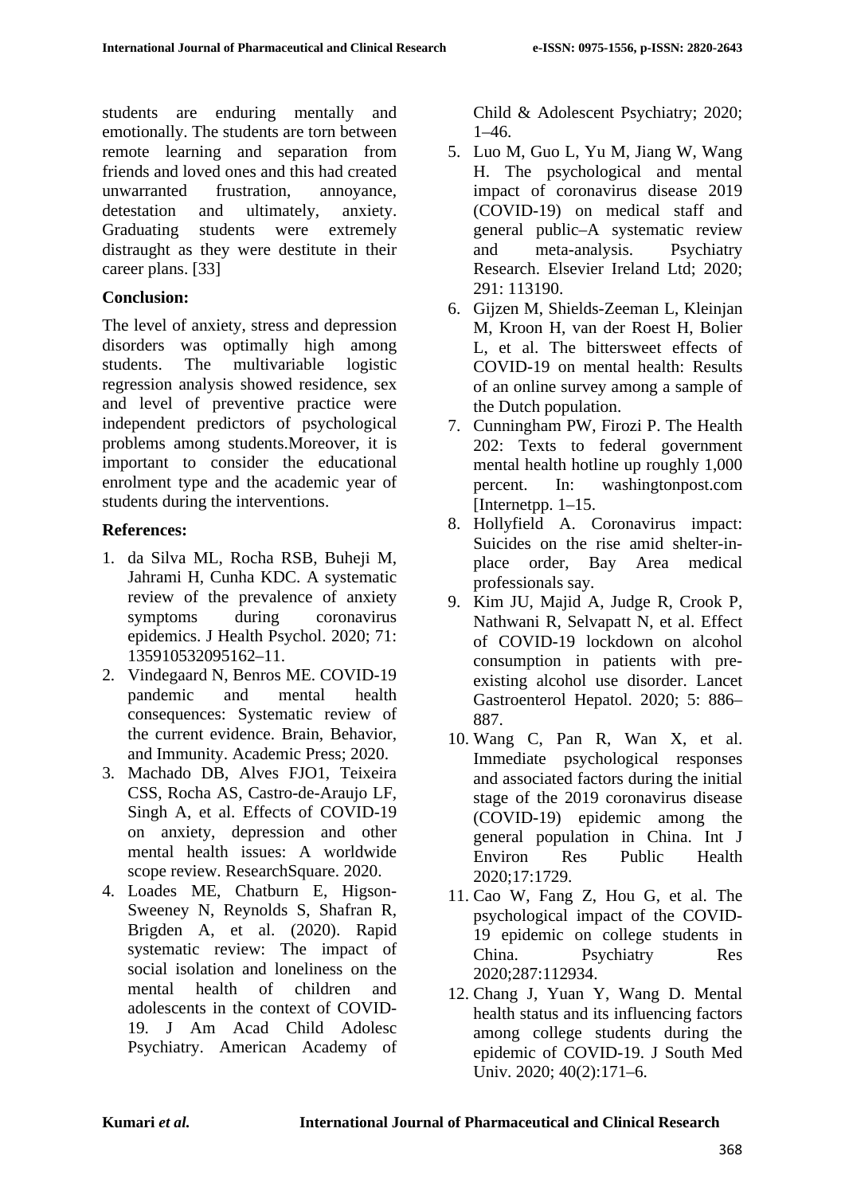students are enduring mentally and emotionally. The students are torn between remote learning and separation from friends and loved ones and this had created unwarranted frustration, annoyance, detestation and ultimately, anxiety. Graduating students were extremely distraught as they were destitute in their career plans. [33]

**Conclusion:**

The level of anxiety, stress and depression disorders was optimally high among students. The multivariable logistic regression analysis showed residence, sex and level of preventive practice were independent predictors of psychological problems among students.Moreover, it is important to consider the educational enrolment type and the academic year of students during the interventions.

**References:**

1. da Silva ML, Rocha RSB, Buheji M, Jahrami H, Cunha KDC. A systematic review of the prevalence of anxiety symptoms during coronavirus epidemics. J Health Psychol. 2020; 71: 135910532095162–11.
2. Vindegaard N, Benros ME. COVID-19 pandemic and mental health consequences: Systematic review of the current evidence. Brain, Behavior, and Immunity. Academic Press; 2020.
3. Machado DB, Alves FJO1, Teixeira CSS, Rocha AS, Castro-de-Araujo LF, Singh A, et al. Effects of COVID-19 on anxiety, depression and other mental health issues: A worldwide scope review. ResearchSquare. 2020.
4. Loades ME, Chatburn E, Higson-Sweeney N, Reynolds S, Shafran R, Brigden A, et al. (2020). Rapid systematic review: The impact of social isolation and loneliness on the mental health of children and adolescents in the context of COVID-19. J Am Acad Child Adolesc Psychiatry. American Academy of Child & Adolescent Psychiatry; 2020; 1–46.
5. Luo M, Guo L, Yu M, Jiang W, Wang H. The psychological and mental impact of coronavirus disease 2019 (COVID-19) on medical staff and general public–A systematic review and meta-analysis. Psychiatry Research. Elsevier Ireland Ltd; 2020; 291: 113190.
6. Gijzen M, Shields-Zeeman L, Kleinjan M, Kroon H, van der Roest H, Bolier L, et al. The bittersweet effects of COVID-19 on mental health: Results of an online survey among a sample of the Dutch population.
7. Cunningham PW, Firozi P. The Health 202: Texts to federal government mental health hotline up roughly 1,000 percent. In: washingtonpost.com [Internetpp. 1–15.
8. Hollyfield A. Coronavirus impact: Suicides on the rise amid shelter-in-place order, Bay Area medical professionals say.
9. Kim JU, Majid A, Judge R, Crook P, Nathwani R, Selvapatt N, et al. Effect of COVID-19 lockdown on alcohol consumption in patients with pre-existing alcohol use disorder. Lancet Gastroenterol Hepatol. 2020; 5: 886–887.
10. Wang C, Pan R, Wan X, et al. Immediate psychological responses and associated factors during the initial stage of the 2019 coronavirus disease (COVID-19) epidemic among the general population in China. Int J Environ Res Public Health 2020;17:1729.
11. Cao W, Fang Z, Hou G, et al. The psychological impact of the COVID-19 epidemic on college students in China. Psychiatry Res 2020;287:112934.
12. Chang J, Yuan Y, Wang D. Mental health status and its influencing factors among college students during the epidemic of COVID-19. J South Med Univ. 2020; 40(2):171–6.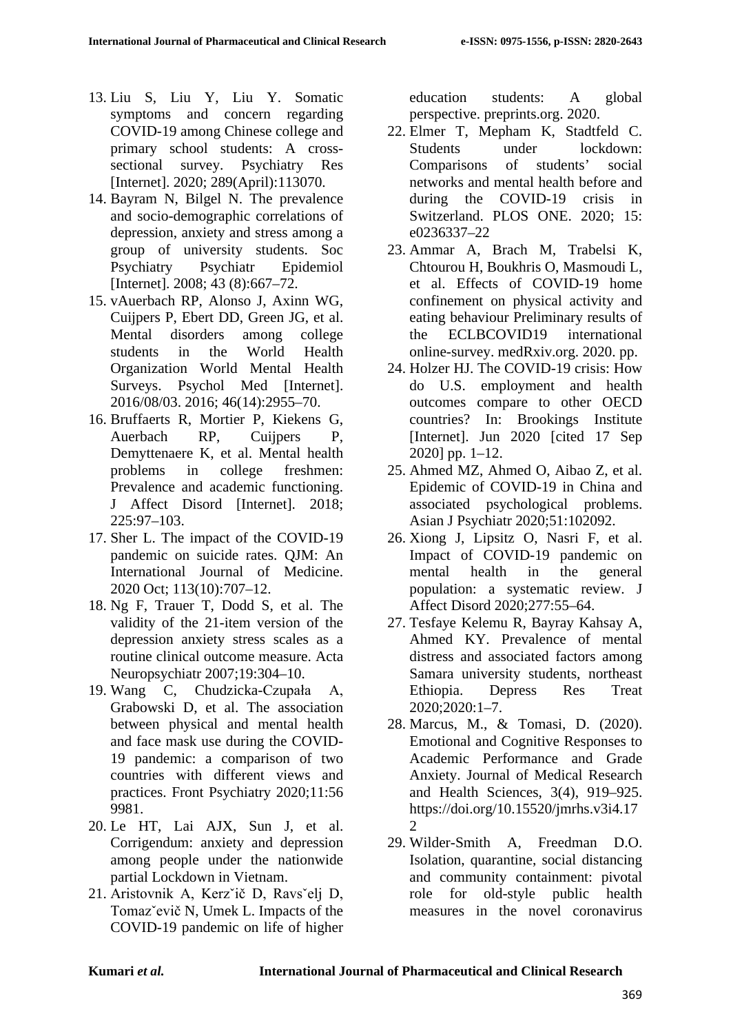13. Liu S, Liu Y, Liu Y. Somatic symptoms and concern regarding COVID-19 among Chinese college and primary school students: A cross-sectional survey. Psychiatry Res [Internet]. 2020; 289(April):113070.
14. Bayram N, Bilgel N. The prevalence and socio-demographic correlations of depression, anxiety and stress among a group of university students. Soc Psychiatry Psychiatr Epidemiol [Internet]. 2008; 43 (8):667–72.
15. vAuerbach RP, Alonso J, Axinn WG, Cuijpers P, Ebert DD, Green JG, et al. Mental disorders among college students in the World Health Organization World Mental Health Surveys. Psychol Med [Internet]. 2016/08/03. 2016; 46(14):2955–70.
16. Bruffaerts R, Mortier P, Kiekens G, Auerbach RP, Cuijpers P, Demyttenaere K, et al. Mental health problems in college freshmen: Prevalence and academic functioning. J Affect Disord [Internet]. 2018; 225:97–103.
17. Sher L. The impact of the COVID-19 pandemic on suicide rates. QJM: An International Journal of Medicine. 2020 Oct; 113(10):707–12.
18. Ng F, Trauer T, Dodd S, et al. The validity of the 21-item version of the depression anxiety stress scales as a routine clinical outcome measure. Acta Neuropsychiatr 2007;19:304–10.
19. Wang C, Chudzicka-Czupała A, Grabowski D, et al. The association between physical and mental health and face mask use during the COVID-19 pandemic: a comparison of two countries with different views and practices. Front Psychiatry 2020;11:56 9981.
20. Le HT, Lai AJX, Sun J, et al. Corrigendum: anxiety and depression among people under the nationwide partial Lockdown in Vietnam.
21. Aristovnik A, Kerzˇič D, Ravsˇelj D, Tomazˇevič N, Umek L. Impacts of the COVID-19 pandemic on life of higher education students: A global perspective. preprints.org. 2020.
22. Elmer T, Mepham K, Stadtfeld C. Students under lockdown: Comparisons of students' social networks and mental health before and during the COVID-19 crisis in Switzerland. PLOS ONE. 2020; 15: e0236337–22
23. Ammar A, Brach M, Trabelsi K, Chtourou H, Boukhris O, Masmoudi L, et al. Effects of COVID-19 home confinement on physical activity and eating behaviour Preliminary results of the ECLBCOVID19 international online-survey. medRxiv.org. 2020. pp.
24. Holzer HJ. The COVID-19 crisis: How do U.S. employment and health outcomes compare to other OECD countries? In: Brookings Institute [Internet]. Jun 2020 [cited 17 Sep 2020] pp. 1–12.
25. Ahmed MZ, Ahmed O, Aibao Z, et al. Epidemic of COVID-19 in China and associated psychological problems. Asian J Psychiatr 2020;51:102092.
26. Xiong J, Lipsitz O, Nasri F, et al. Impact of COVID-19 pandemic on mental health in the general population: a systematic review. J Affect Disord 2020;277:55–64.
27. Tesfaye Kelemu R, Bayray Kahsay A, Ahmed KY. Prevalence of mental distress and associated factors among Samara university students, northeast Ethiopia. Depress Res Treat 2020;2020:1–7.
28. Marcus, M., & Tomasi, D. (2020). Emotional and Cognitive Responses to Academic Performance and Grade Anxiety. Journal of Medical Research and Health Sciences, 3(4), 919–925. https://doi.org/10.15520/jmrhs.v3i4.172
29. Wilder-Smith A, Freedman D.O. Isolation, quarantine, social distancing and community containment: pivotal role for old-style public health measures in the novel coronavirus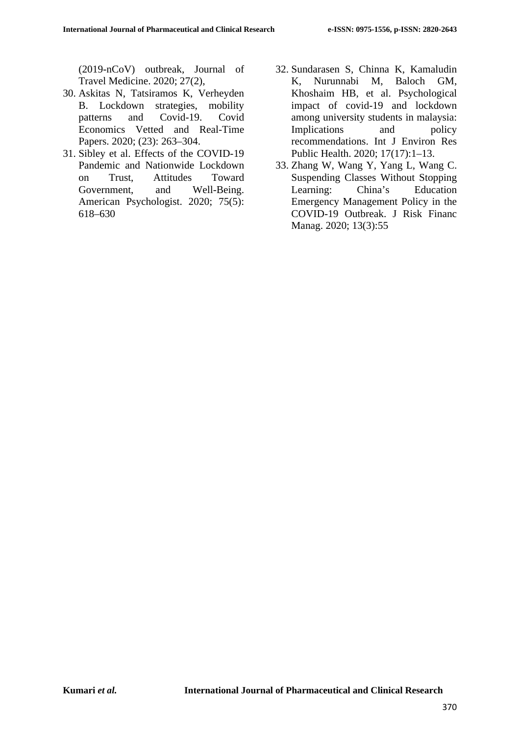(2019-nCoV) outbreak, Journal of Travel Medicine. 2020; 27(2),

30. Askitas N, Tatsiramos K, Verheyden B. Lockdown strategies, mobility patterns and Covid-19. Covid Economics Vetted and Real-Time Papers. 2020; (23): 263–304.
31. Sibley et al. Effects of the COVID-19 Pandemic and Nationwide Lockdown on Trust, Attitudes Toward Government, and Well-Being. American Psychologist. 2020; 75(5): 618–630
32. Sundarasen S, Chinna K, Kamaludin K, Nurunnabi M, Baloch GM, Khoshaim HB, et al. Psychological impact of covid-19 and lockdown among university students in malaysia: Implications and policy recommendations. Int J Environ Res Public Health. 2020; 17(17):1–13.
33. Zhang W, Wang Y, Yang L, Wang C. Suspending Classes Without Stopping Learning: China's Education Emergency Management Policy in the COVID-19 Outbreak. J Risk Financ Manag. 2020; 13(3):55